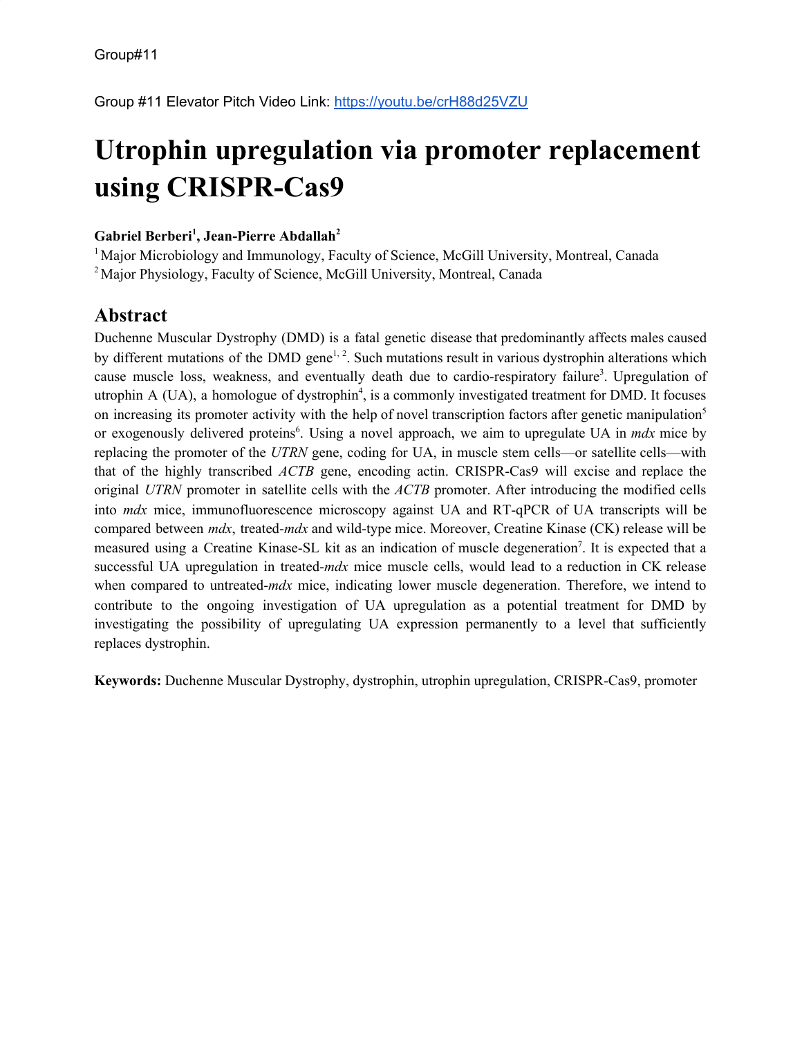Group#11

Group #11 Elevator Pitch Video Link: https://youtu.be/crH88d25VZU

# Utrophin upregulation via promoter replacement using CRISPR-Cas9

**Gabriel Berberi[1], Jean-Pierre Abdallah[2]**

[1] Major Microbiology and Immunology, Faculty of Science, McGill University, Montreal, Canada
[2] Major Physiology, Faculty of Science, McGill University, Montreal, Canada

## Abstract

Duchenne Muscular Dystrophy (DMD) is a fatal genetic disease that predominantly affects males caused by different mutations of the DMD gene[1, 2]. Such mutations result in various dystrophin alterations which cause muscle loss, weakness, and eventually death due to cardio-respiratory failure[3]. Upregulation of utrophin A (UA), a homologue of dystrophin[4], is a commonly investigated treatment for DMD. It focuses on increasing its promoter activity with the help of novel transcription factors after genetic manipulation[5] or exogenously delivered proteins[6]. Using a novel approach, we aim to upregulate UA in *mdx* mice by replacing the promoter of the *UTRN* gene, coding for UA, in muscle stem cells—or satellite cells—with that of the highly transcribed *ACTB* gene, encoding actin. CRISPR-Cas9 will excise and replace the original *UTRN* promoter in satellite cells with the *ACTB* promoter. After introducing the modified cells into *mdx* mice, immunofluorescence microscopy against UA and RT-qPCR of UA transcripts will be compared between *mdx*, treated-*mdx* and wild-type mice. Moreover, Creatine Kinase (CK) release will be measured using a Creatine Kinase-SL kit as an indication of muscle degeneration[7]. It is expected that a successful UA upregulation in treated-*mdx* mice muscle cells, would lead to a reduction in CK release when compared to untreated-*mdx* mice, indicating lower muscle degeneration. Therefore, we intend to contribute to the ongoing investigation of UA upregulation as a potential treatment for DMD by investigating the possibility of upregulating UA expression permanently to a level that sufficiently replaces dystrophin.

**Keywords:** Duchenne Muscular Dystrophy, dystrophin, utrophin upregulation, CRISPR-Cas9, promoter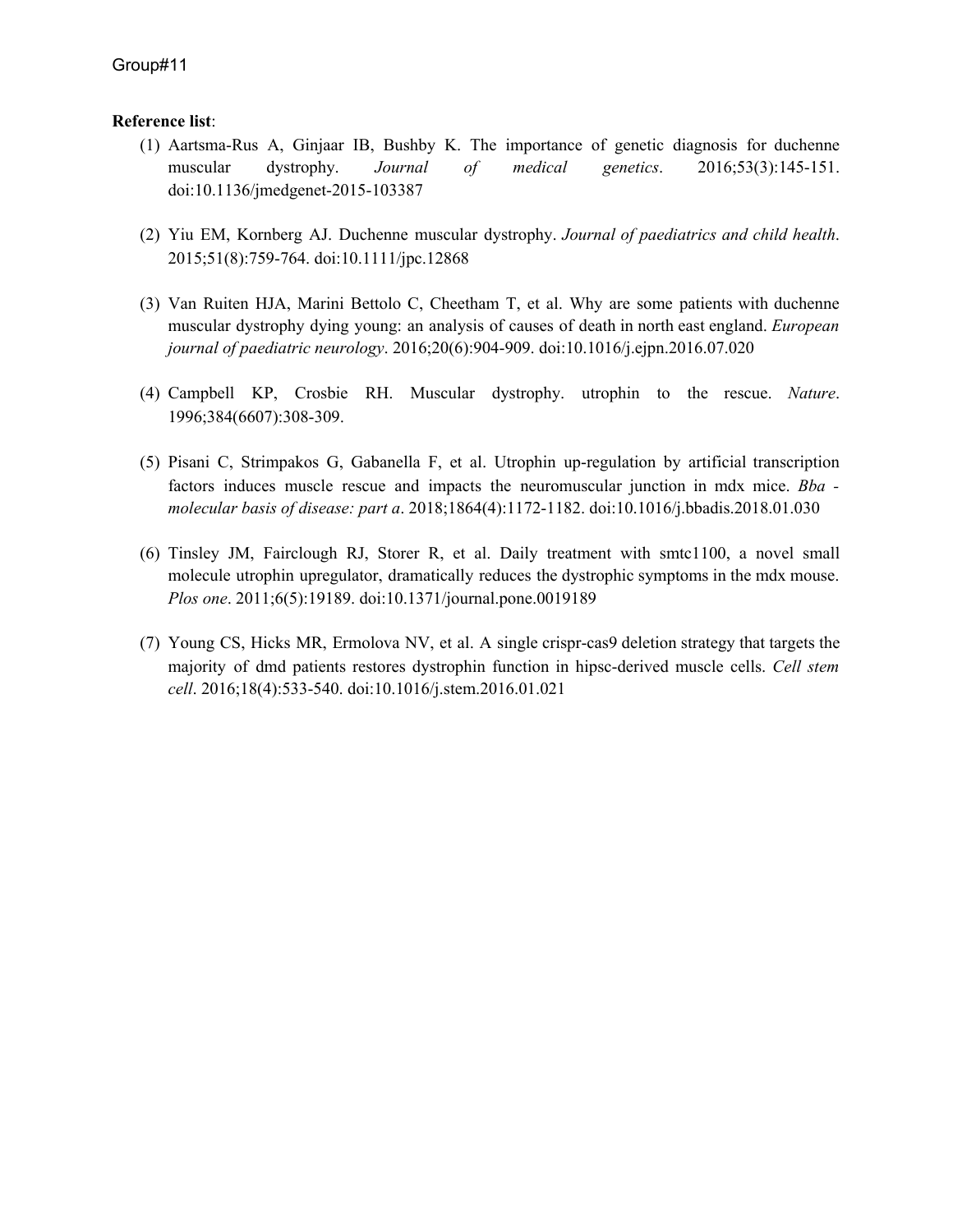Group#11

**Reference list**:

(1) Aartsma-Rus A, Ginjaar IB, Bushby K. The importance of genetic diagnosis for duchenne muscular dystrophy. *Journal of medical genetics*. 2016;53(3):145-151. doi:10.1136/jmedgenet-2015-103387

(2) Yiu EM, Kornberg AJ. Duchenne muscular dystrophy. *Journal of paediatrics and child health*. 2015;51(8):759-764. doi:10.1111/jpc.12868

(3) Van Ruiten HJA, Marini Bettolo C, Cheetham T, et al. Why are some patients with duchenne muscular dystrophy dying young: an analysis of causes of death in north east england. *European journal of paediatric neurology*. 2016;20(6):904-909. doi:10.1016/j.ejpn.2016.07.020

(4) Campbell KP, Crosbie RH. Muscular dystrophy. utrophin to the rescue. *Nature*. 1996;384(6607):308-309.

(5) Pisani C, Strimpakos G, Gabanella F, et al. Utrophin up-regulation by artificial transcription factors induces muscle rescue and impacts the neuromuscular junction in mdx mice. *Bba - molecular basis of disease: part a*. 2018;1864(4):1172-1182. doi:10.1016/j.bbadis.2018.01.030

(6) Tinsley JM, Fairclough RJ, Storer R, et al. Daily treatment with smtc1100, a novel small molecule utrophin upregulator, dramatically reduces the dystrophic symptoms in the mdx mouse. *Plos one*. 2011;6(5):19189. doi:10.1371/journal.pone.0019189

(7) Young CS, Hicks MR, Ermolova NV, et al. A single crispr-cas9 deletion strategy that targets the majority of dmd patients restores dystrophin function in hipsc-derived muscle cells. *Cell stem cell*. 2016;18(4):533-540. doi:10.1016/j.stem.2016.01.021